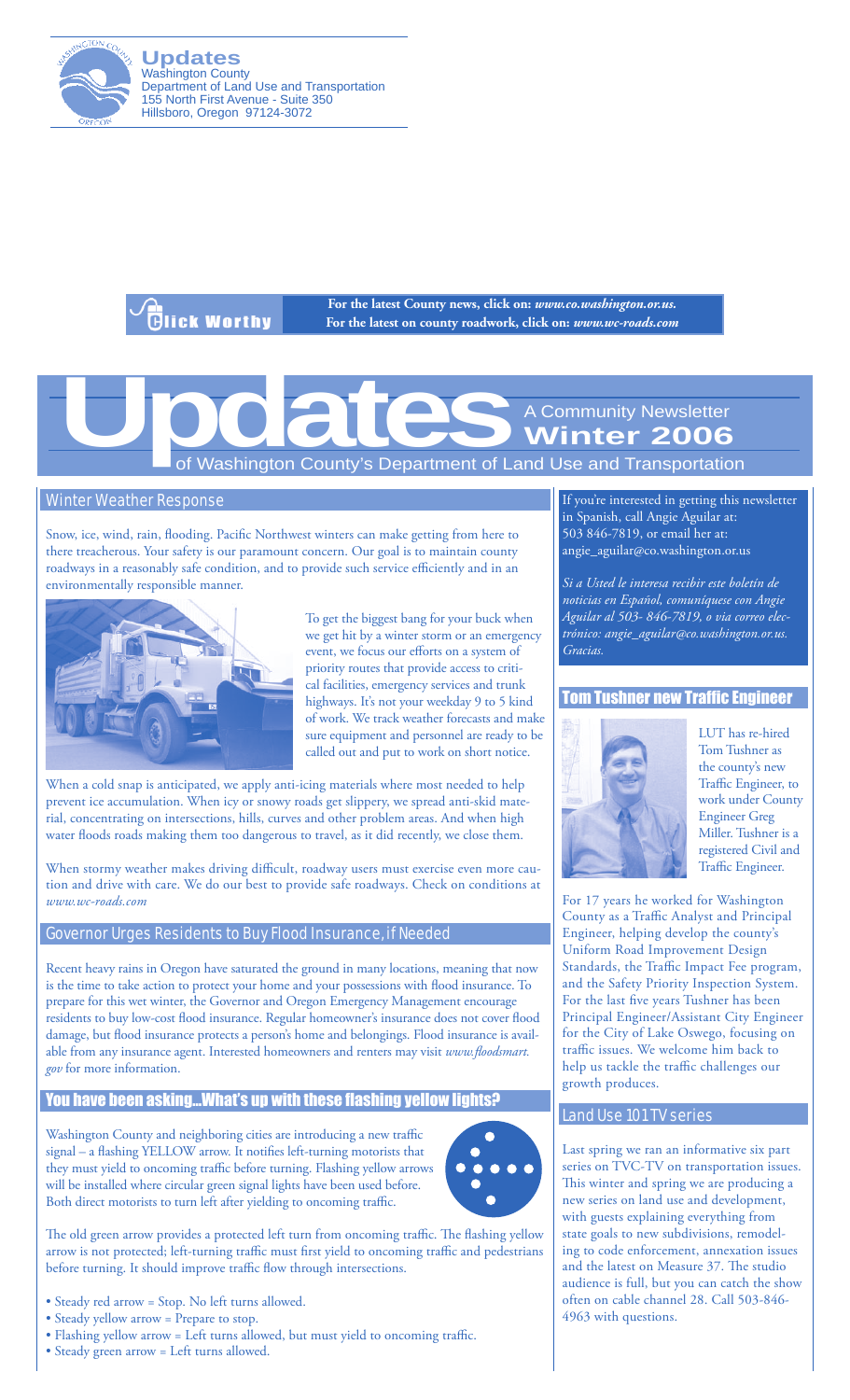**Updates**
Washington County
Department of Land Use and Transportation
155 North First Avenue - Suite 350
Hillsboro, Oregon 97124-3072

**Click Worthy**

**For the latest County news, click on:** ***www.co.washington.or.us.***
**For the latest on county roadwork, click on:** ***www.wc-roads.com***

# Updates

A Community Newsletter
**Winter 2006**
of Washington County's Department of Land Use and Transportation

## Winter Weather Response

Snow, ice, wind, rain, flooding. Pacific Northwest winters can make getting from here to there treacherous. Your safety is our paramount concern. Our goal is to maintain county roadways in a reasonably safe condition, and to provide such service efficiently and in an environmentally responsible manner.

To get the biggest bang for your buck when we get hit by a winter storm or an emergency event, we focus our efforts on a system of priority routes that provide access to critical facilities, emergency services and trunk highways. It's not your weekday 9 to 5 kind of work. We track weather forecasts and make sure equipment and personnel are ready to be called out and put to work on short notice.

When a cold snap is anticipated, we apply anti-icing materials where most needed to help prevent ice accumulation. When icy or snowy roads get slippery, we spread anti-skid material, concentrating on intersections, hills, curves and other problem areas. And when high water floods roads making them too dangerous to travel, as it did recently, we close them.

When stormy weather makes driving difficult, roadway users must exercise even more caution and drive with care. We do our best to provide safe roadways. Check on conditions at *www.wc-roads.com*

## Governor Urges Residents to Buy Flood Insurance, if Needed

Recent heavy rains in Oregon have saturated the ground in many locations, meaning that now is the time to take action to protect your home and your possessions with flood insurance. To prepare for this wet winter, the Governor and Oregon Emergency Management encourage residents to buy low-cost flood insurance. Regular homeowner's insurance does not cover flood damage, but flood insurance protects a person's home and belongings. Flood insurance is available from any insurance agent. Interested homeowners and renters may visit *www.floodsmart.gov* for more information.

## You have been asking...What's up with these flashing yellow lights?

Washington County and neighboring cities are introducing a new traffic signal – a flashing YELLOW arrow. It notifies left-turning motorists that they must yield to oncoming traffic before turning. Flashing yellow arrows will be installed where circular green signal lights have been used before. Both direct motorists to turn left after yielding to oncoming traffic.

The old green arrow provides a protected left turn from oncoming traffic. The flashing yellow arrow is not protected; left-turning traffic must first yield to oncoming traffic and pedestrians before turning. It should improve traffic flow through intersections.

- Steady red arrow = Stop. No left turns allowed.
- Steady yellow arrow = Prepare to stop.
- Flashing yellow arrow = Left turns allowed, but must yield to oncoming traffic.
- Steady green arrow = Left turns allowed.

If you're interested in getting this newsletter in Spanish, call Angie Aguilar at: 503 846-7819, or email her at: angie_aguilar@co.washington.or.us

*Si a Usted le interesa recibir este boletín de noticias en Español, comuníquese con Angie Aguilar al 503- 846-7819, o via correo electrónico: angie_aguilar@co.washington.or.us. Gracias.*

## Tom Tushner new Traffic Engineer

LUT has re-hired Tom Tushner as the county's new Traffic Engineer, to work under County Engineer Greg Miller. Tushner is a registered Civil and Traffic Engineer.

For 17 years he worked for Washington County as a Traffic Analyst and Principal Engineer, helping develop the county's Uniform Road Improvement Design Standards, the Traffic Impact Fee program, and the Safety Priority Inspection System. For the last five years Tushner has been Principal Engineer/Assistant City Engineer for the City of Lake Oswego, focusing on traffic issues. We welcome him back to help us tackle the traffic challenges our growth produces.

## Land Use 101 TV series

Last spring we ran an informative six part series on TVC-TV on transportation issues. This winter and spring we are producing a new series on land use and development, with guests explaining everything from state goals to new subdivisions, remodeling to code enforcement, annexation issues and the latest on Measure 37. The studio audience is full, but you can catch the show often on cable channel 28. Call 503-846-4963 with questions.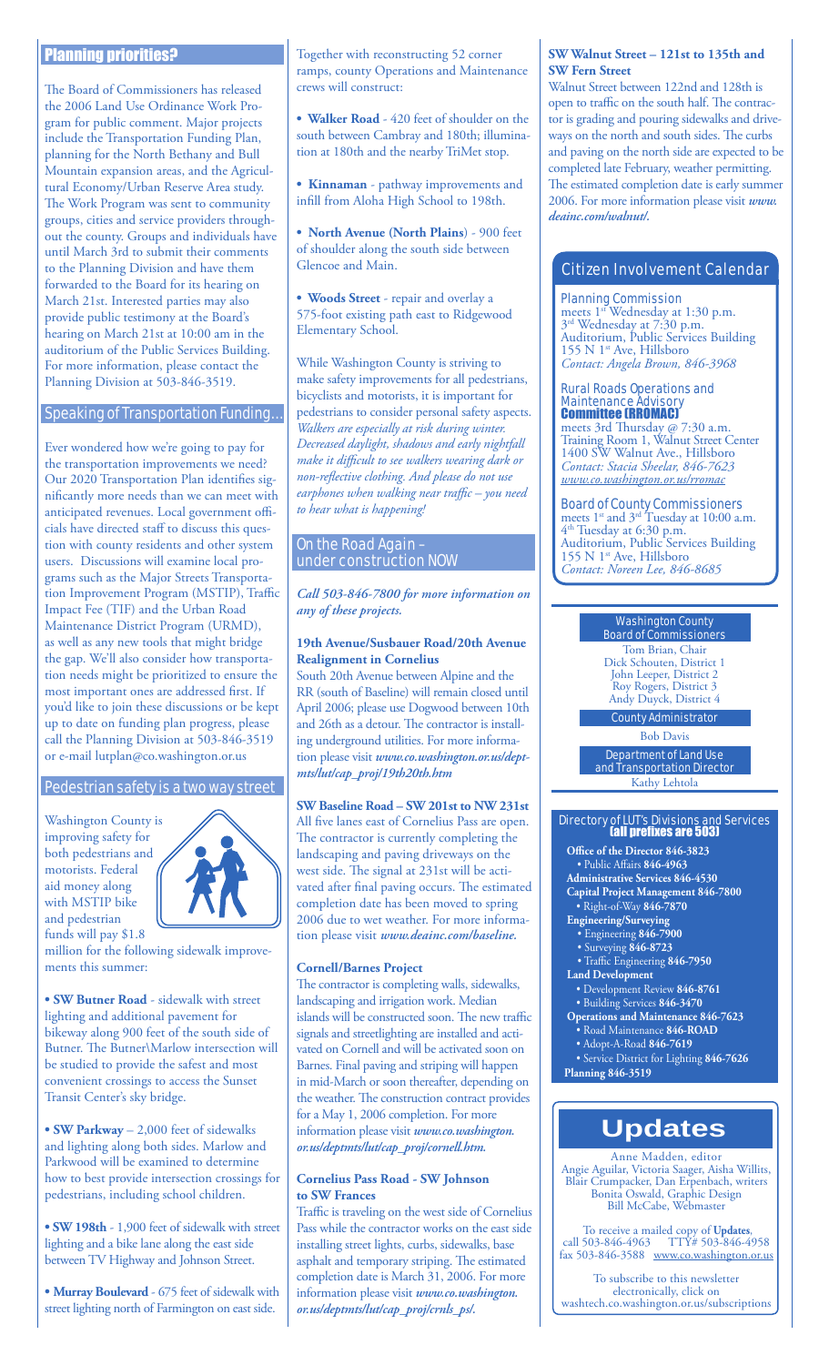## Planning priorities?

The Board of Commissioners has released the 2006 Land Use Ordinance Work Program for public comment. Major projects include the Transportation Funding Plan, planning for the North Bethany and Bull Mountain expansion areas, and the Agricultural Economy/Urban Reserve Area study. The Work Program was sent to community groups, cities and service providers throughout the county. Groups and individuals have until March 3rd to submit their comments to the Planning Division and have them forwarded to the Board for its hearing on March 21st. Interested parties may also provide public testimony at the Board's hearing on March 21st at 10:00 am in the auditorium of the Public Services Building. For more information, please contact the Planning Division at 503-846-3519.

## Speaking of Transportation Funding...

Ever wondered how we're going to pay for the transportation improvements we need? Our 2020 Transportation Plan identifies significantly more needs than we can meet with anticipated revenues. Local government officials have directed staff to discuss this question with county residents and other system users. Discussions will examine local programs such as the Major Streets Transportation Improvement Program (MSTIP), Traffic Impact Fee (TIF) and the Urban Road Maintenance District Program (URMD), as well as any new tools that might bridge the gap. We'll also consider how transportation needs might be prioritized to ensure the most important ones are addressed first. If you'd like to join these discussions or be kept up to date on funding plan progress, please call the Planning Division at 503-846-3519 or e-mail lutplan@co.washington.or.us

## Pedestrian safety is a two way street

Washington County is improving safety for both pedestrians and motorists. Federal aid money along with MSTIP bike and pedestrian funds will pay $1.8 million for the following sidewalk improvements this summer:

- **SW Butner Road** - sidewalk with street lighting and additional pavement for bikeway along 900 feet of the south side of Butner. The Butner\Marlow intersection will be studied to provide the safest and most convenient crossings to access the Sunset Transit Center's sky bridge.
- **SW Parkway** – 2,000 feet of sidewalks and lighting along both sides. Marlow and Parkwood will be examined to determine how to best provide intersection crossings for pedestrians, including school children.
- **SW 198th** - 1,900 feet of sidewalk with street lighting and a bike lane along the east side between TV Highway and Johnson Street.
- **Murray Boulevard** - 675 feet of sidewalk with street lighting north of Farmington on east side.

Together with reconstructing 52 corner ramps, county Operations and Maintenance crews will construct:

- **Walker Road** - 420 feet of shoulder on the south between Cambray and 180th; illumination at 180th and the nearby TriMet stop.
- **Kinnaman** - pathway improvements and infill from Aloha High School to 198th.
- **North Avenue (North Plains)** - 900 feet of shoulder along the south side between Glencoe and Main.
- **Woods Street** - repair and overlay a 575-foot existing path east to Ridgewood Elementary School.

While Washington County is striving to make safety improvements for all pedestrians, bicyclists and motorists, it is important for pedestrians to consider personal safety aspects. *Walkers are especially at risk during winter. Decreased daylight, shadows and early nightfall make it difficult to see walkers wearing dark or non-reflective clothing. And please do not use earphones when walking near traffic – you need to hear what is happening!*

## On the Road Again – under construction NOW

***Call 503-846-7800 for more information on any of these projects.***

### 19th Avenue/Susbauer Road/20th Avenue Realignment in Cornelius

South 20th Avenue between Alpine and the RR (south of Baseline) will remain closed until April 2006; please use Dogwood between 10th and 26th as a detour. The contractor is installing underground utilities. For more information please visit ***www.co.washington.or.us/deptmts/lut/cap_proj/19th20th.htm***

### SW Baseline Road – SW 201st to NW 231st

All five lanes east of Cornelius Pass are open. The contractor is currently completing the landscaping and paving driveways on the west side. The signal at 231st will be activated after final paving occurs. The estimated completion date has been moved to spring 2006 due to wet weather. For more information please visit ***www.deainc.com/baseline.***

### Cornell/Barnes Project

The contractor is completing walls, sidewalks, landscaping and irrigation work. Median islands will be constructed soon. The new traffic signals and streetlighting are installed and activated on Cornell and will be activated soon on Barnes. Final paving and striping will happen in mid-March or soon thereafter, depending on the weather. The construction contract provides for a May 1, 2006 completion. For more information please visit ***www.co.washington.or.us/deptmts/lut/cap_proj/cornell.htm.***

### Cornelius Pass Road - SW Johnson to SW Frances

Traffic is traveling on the west side of Cornelius Pass while the contractor works on the east side installing street lights, curbs, sidewalks, base asphalt and temporary striping. The estimated completion date is March 31, 2006. For more information please visit ***www.co.washington.or.us/deptmts/lut/cap_proj/crnls_ps/.***

### SW Walnut Street – 121st to 135th and SW Fern Street

Walnut Street between 122nd and 128th is open to traffic on the south half. The contractor is grading and pouring sidewalks and driveways on the north and south sides. The curbs and paving on the north side are expected to be completed late February, weather permitting. The estimated completion date is early summer 2006. For more information please visit ***www.deainc.com/walnut/.***

## Citizen Involvement Calendar

**Planning Commission**
meets 1st Wednesday at 1:30 p.m.
3rd Wednesday at 7:30 p.m.
Auditorium, Public Services Building
155 N 1st Ave, Hillsboro
*Contact: Angela Brown, 846-3968*

**Rural Roads Operations and Maintenance Advisory Committee (RROMAC)**
meets 3rd Thursday @ 7:30 a.m.
Training Room 1, Walnut Street Center
1400 SW Walnut Ave., Hillsboro
*Contact: Stacia Sheelar, 846-7623*
*www.co.washington.or.us/rromac*

**Board of County Commissioners**
meets 1st and 3rd Tuesday at 10:00 a.m.
4th Tuesday at 6:30 p.m.
Auditorium, Public Services Building
155 N 1st Ave, Hillsboro
*Contact: Noreen Lee, 846-8685*

**Washington County Board of Commissioners**
Tom Brian, Chair
Dick Schouten, District 1
John Leeper, District 2
Roy Rogers, District 3
Andy Duyck, District 4

**County Administrator**
Bob Davis

**Department of Land Use and Transportation Director**
Kathy Lehtola

## Directory of LUT's Divisions and Services (all prefixes are 503)

- **Office of the Director 846-3823**
  - Public Affairs **846-4963**
- **Administrative Services 846-4530**
- **Capital Project Management 846-7800**
  - Right-of-Way **846-7870**
- **Engineering/Surveying**
  - Engineering **846-7900**
  - Surveying **846-8723**
  - Traffic Engineering **846-7950**
- **Land Development**
  - Development Review **846-8761**
  - Building Services **846-3470**
- **Operations and Maintenance 846-7623**
  - Road Maintenance **846-ROAD**
  - Adopt-A-Road **846-7619**
  - Service District for Lighting **846-7626**
- **Planning 846-3519**

# Updates

Anne Madden, editor
Angie Aguilar, Victoria Saager, Aisha Willits, Blair Crumpacker, Dan Erpenbach, writers
Bonita Oswald, Graphic Design
Bill McCabe, Webmaster

To receive a mailed copy of **Updates**, call 503-846-4963 TTY# 503-846-4958
fax 503-846-3588 www.co.washington.or.us

To subscribe to this newsletter electronically, click on washtech.co.washington.or.us/subscriptions